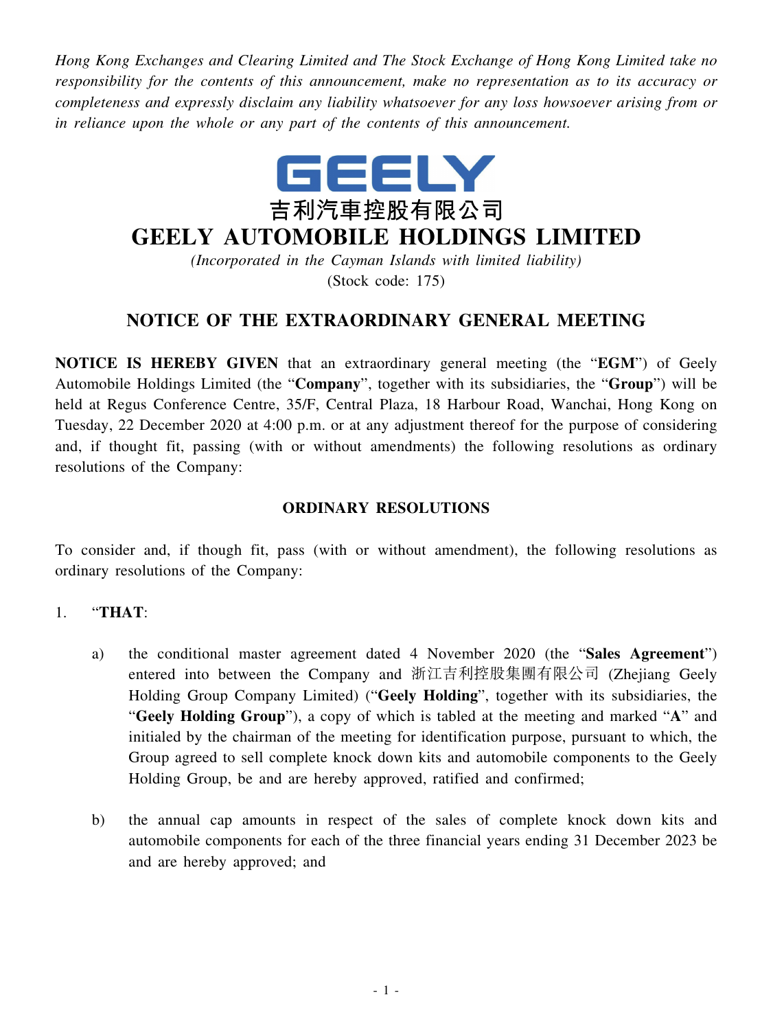*Hong Kong Exchanges and Clearing Limited and The Stock Exchange of Hong Kong Limited take no responsibility for the contents of this announcement, make no representation as to its accuracy or completeness and expressly disclaim any liability whatsoever for any loss howsoever arising from or in reliance upon the whole or any part of the contents of this announcement.*

GEELY

吉利汽車控股有限公司

# GEELY AUTOMOBILE HOLDINGS LIMITED

*(Incorporated in the Cayman Islands with limited liability)*

(Stock code: 175)

## NOTICE OF THE EXTRAORDINARY GENERAL MEETING

**NOTICE IS HEREBY GIVEN** that an extraordinary general meeting (the "**EGM**") of Geely Automobile Holdings Limited (the "**Company**", together with its subsidiaries, the "**Group**") will be held at Regus Conference Centre, 35/F, Central Plaza, 18 Harbour Road, Wanchai, Hong Kong on Tuesday, 22 December 2020 at 4:00 p.m. or at any adjustment thereof for the purpose of considering and, if thought fit, passing (with or without amendments) the following resolutions as ordinary resolutions of the Company:

### ORDINARY RESOLUTIONS

To consider and, if though fit, pass (with or without amendment), the following resolutions as ordinary resolutions of the Company:

1. "**THAT**:

   a) the conditional master agreement dated 4 November 2020 (the "**Sales Agreement**") entered into between the Company and 浙江吉利控股集團有限公司 (Zhejiang Geely Holding Group Company Limited) ("**Geely Holding**", together with its subsidiaries, the "**Geely Holding Group**"), a copy of which is tabled at the meeting and marked "**A**" and initialed by the chairman of the meeting for identification purpose, pursuant to which, the Group agreed to sell complete knock down kits and automobile components to the Geely Holding Group, be and are hereby approved, ratified and confirmed;

   b) the annual cap amounts in respect of the sales of complete knock down kits and automobile components for each of the three financial years ending 31 December 2023 be and are hereby approved; and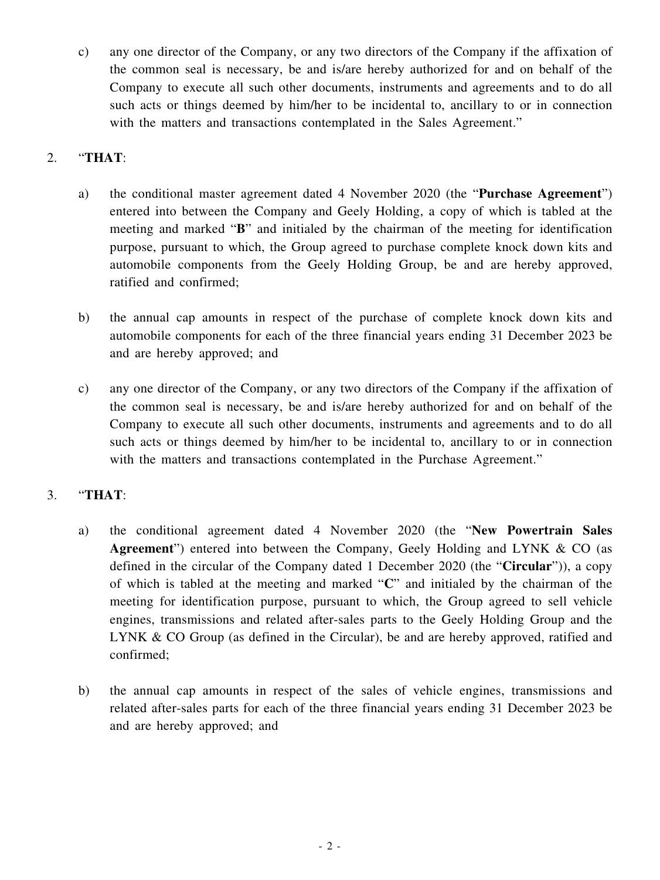c) any one director of the Company, or any two directors of the Company if the affixation of the common seal is necessary, be and is/are hereby authorized for and on behalf of the Company to execute all such other documents, instruments and agreements and to do all such acts or things deemed by him/her to be incidental to, ancillary to or in connection with the matters and transactions contemplated in the Sales Agreement."

2. "**THAT**:

a) the conditional master agreement dated 4 November 2020 (the "**Purchase Agreement**") entered into between the Company and Geely Holding, a copy of which is tabled at the meeting and marked "**B**" and initialed by the chairman of the meeting for identification purpose, pursuant to which, the Group agreed to purchase complete knock down kits and automobile components from the Geely Holding Group, be and are hereby approved, ratified and confirmed;

b) the annual cap amounts in respect of the purchase of complete knock down kits and automobile components for each of the three financial years ending 31 December 2023 be and are hereby approved; and

c) any one director of the Company, or any two directors of the Company if the affixation of the common seal is necessary, be and is/are hereby authorized for and on behalf of the Company to execute all such other documents, instruments and agreements and to do all such acts or things deemed by him/her to be incidental to, ancillary to or in connection with the matters and transactions contemplated in the Purchase Agreement."

3. "**THAT**:

a) the conditional agreement dated 4 November 2020 (the "**New Powertrain Sales Agreement**") entered into between the Company, Geely Holding and LYNK & CO (as defined in the circular of the Company dated 1 December 2020 (the "**Circular**")), a copy of which is tabled at the meeting and marked "**C**" and initialed by the chairman of the meeting for identification purpose, pursuant to which, the Group agreed to sell vehicle engines, transmissions and related after-sales parts to the Geely Holding Group and the LYNK & CO Group (as defined in the Circular), be and are hereby approved, ratified and confirmed;

b) the annual cap amounts in respect of the sales of vehicle engines, transmissions and related after-sales parts for each of the three financial years ending 31 December 2023 be and are hereby approved; and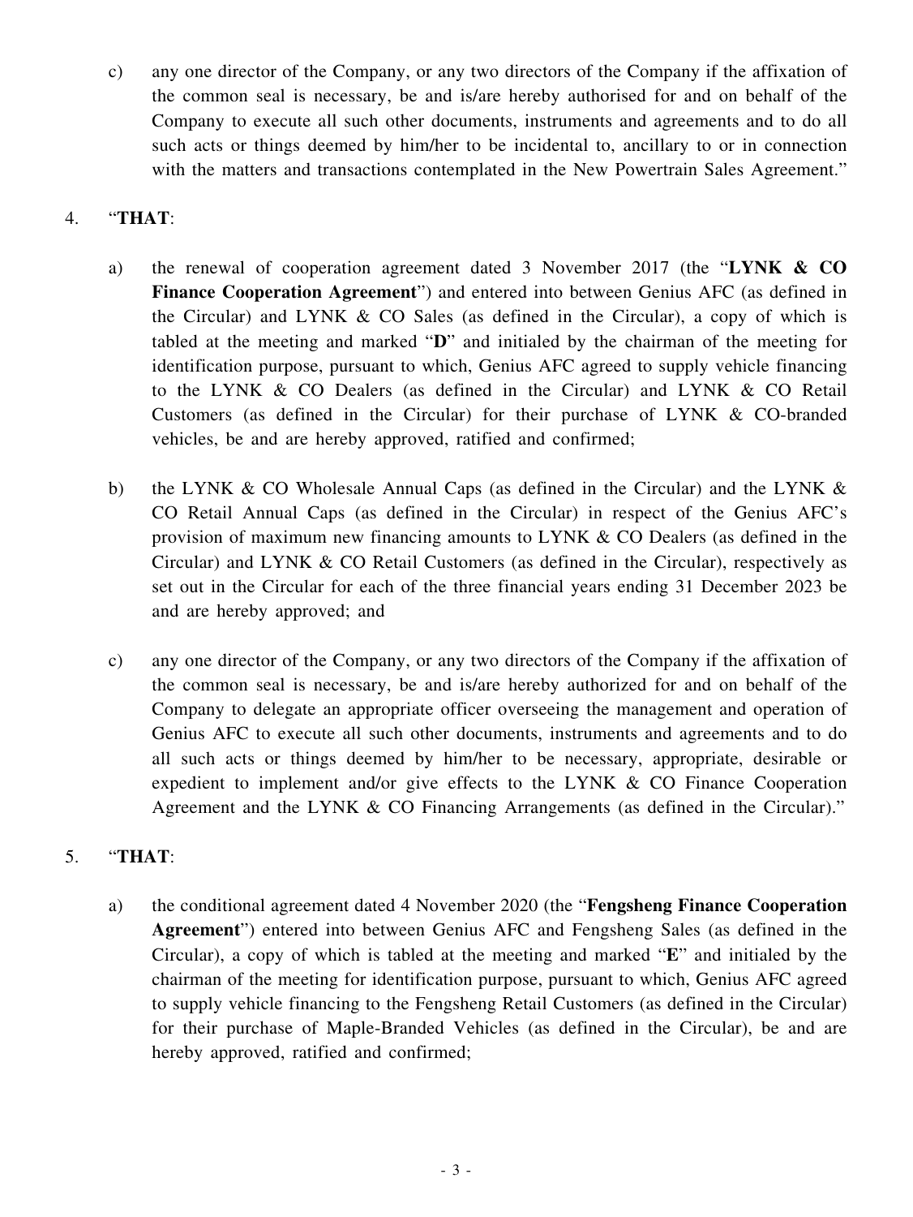c) any one director of the Company, or any two directors of the Company if the affixation of the common seal is necessary, be and is/are hereby authorised for and on behalf of the Company to execute all such other documents, instruments and agreements and to do all such acts or things deemed by him/her to be incidental to, ancillary to or in connection with the matters and transactions contemplated in the New Powertrain Sales Agreement."

4. "**THAT**:

a) the renewal of cooperation agreement dated 3 November 2017 (the "**LYNK & CO Finance Cooperation Agreement**") and entered into between Genius AFC (as defined in the Circular) and LYNK & CO Sales (as defined in the Circular), a copy of which is tabled at the meeting and marked "**D**" and initialed by the chairman of the meeting for identification purpose, pursuant to which, Genius AFC agreed to supply vehicle financing to the LYNK & CO Dealers (as defined in the Circular) and LYNK & CO Retail Customers (as defined in the Circular) for their purchase of LYNK & CO-branded vehicles, be and are hereby approved, ratified and confirmed;

b) the LYNK & CO Wholesale Annual Caps (as defined in the Circular) and the LYNK & CO Retail Annual Caps (as defined in the Circular) in respect of the Genius AFC's provision of maximum new financing amounts to LYNK & CO Dealers (as defined in the Circular) and LYNK & CO Retail Customers (as defined in the Circular), respectively as set out in the Circular for each of the three financial years ending 31 December 2023 be and are hereby approved; and

c) any one director of the Company, or any two directors of the Company if the affixation of the common seal is necessary, be and is/are hereby authorized for and on behalf of the Company to delegate an appropriate officer overseeing the management and operation of Genius AFC to execute all such other documents, instruments and agreements and to do all such acts or things deemed by him/her to be necessary, appropriate, desirable or expedient to implement and/or give effects to the LYNK & CO Finance Cooperation Agreement and the LYNK & CO Financing Arrangements (as defined in the Circular)."

5. "**THAT**:

a) the conditional agreement dated 4 November 2020 (the "**Fengsheng Finance Cooperation Agreement**") entered into between Genius AFC and Fengsheng Sales (as defined in the Circular), a copy of which is tabled at the meeting and marked "**E**" and initialed by the chairman of the meeting for identification purpose, pursuant to which, Genius AFC agreed to supply vehicle financing to the Fengsheng Retail Customers (as defined in the Circular) for their purchase of Maple-Branded Vehicles (as defined in the Circular), be and are hereby approved, ratified and confirmed;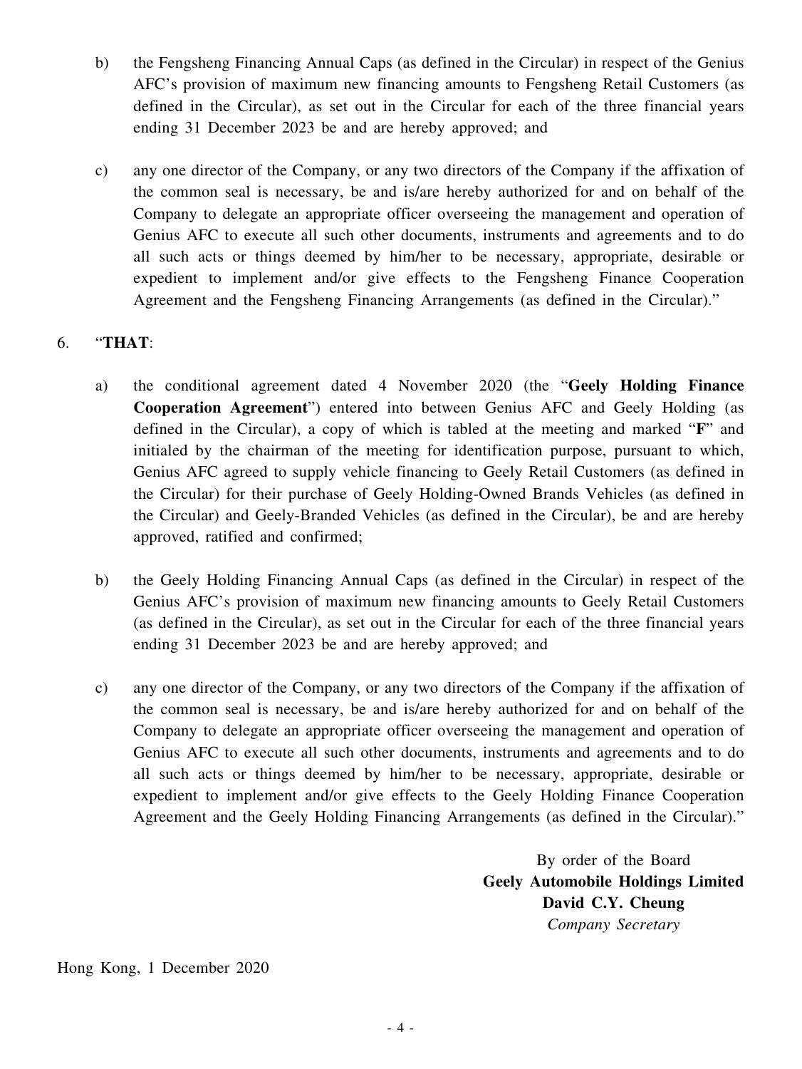b) the Fengsheng Financing Annual Caps (as defined in the Circular) in respect of the Genius AFC's provision of maximum new financing amounts to Fengsheng Retail Customers (as defined in the Circular), as set out in the Circular for each of the three financial years ending 31 December 2023 be and are hereby approved; and

c) any one director of the Company, or any two directors of the Company if the affixation of the common seal is necessary, be and is/are hereby authorized for and on behalf of the Company to delegate an appropriate officer overseeing the management and operation of Genius AFC to execute all such other documents, instruments and agreements and to do all such acts or things deemed by him/her to be necessary, appropriate, desirable or expedient to implement and/or give effects to the Fengsheng Finance Cooperation Agreement and the Fengsheng Financing Arrangements (as defined in the Circular)."

6. "**THAT**:

a) the conditional agreement dated 4 November 2020 (the "**Geely Holding Finance Cooperation Agreement**") entered into between Genius AFC and Geely Holding (as defined in the Circular), a copy of which is tabled at the meeting and marked "**F**" and initialed by the chairman of the meeting for identification purpose, pursuant to which, Genius AFC agreed to supply vehicle financing to Geely Retail Customers (as defined in the Circular) for their purchase of Geely Holding-Owned Brands Vehicles (as defined in the Circular) and Geely-Branded Vehicles (as defined in the Circular), be and are hereby approved, ratified and confirmed;

b) the Geely Holding Financing Annual Caps (as defined in the Circular) in respect of the Genius AFC's provision of maximum new financing amounts to Geely Retail Customers (as defined in the Circular), as set out in the Circular for each of the three financial years ending 31 December 2023 be and are hereby approved; and

c) any one director of the Company, or any two directors of the Company if the affixation of the common seal is necessary, be and is/are hereby authorized for and on behalf of the Company to delegate an appropriate officer overseeing the management and operation of Genius AFC to execute all such other documents, instruments and agreements and to do all such acts or things deemed by him/her to be necessary, appropriate, desirable or expedient to implement and/or give effects to the Geely Holding Finance Cooperation Agreement and the Geely Holding Financing Arrangements (as defined in the Circular)."

By order of the Board
**Geely Automobile Holdings Limited**
**David C.Y. Cheung**
*Company Secretary*

Hong Kong, 1 December 2020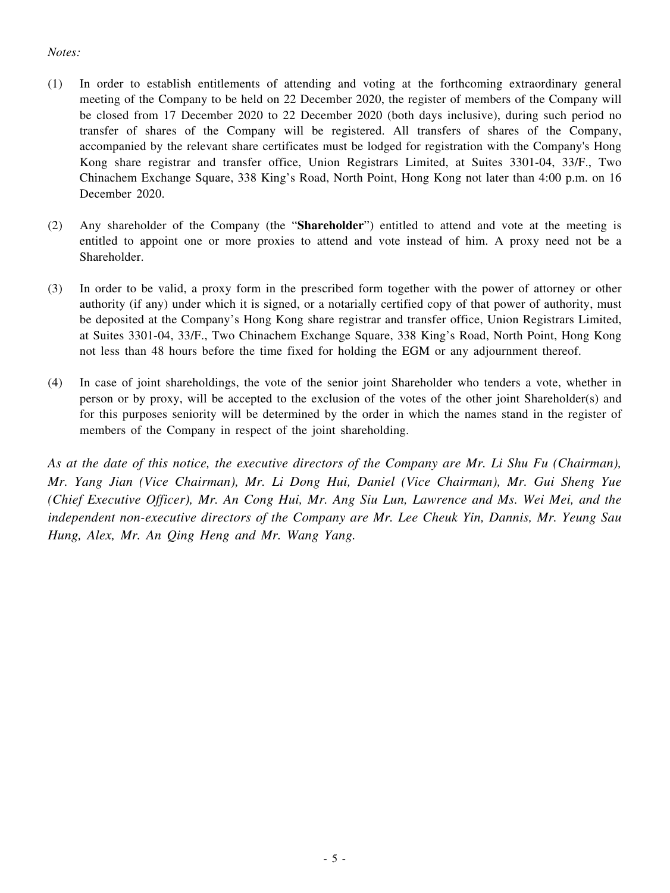*Notes:*

(1) In order to establish entitlements of attending and voting at the forthcoming extraordinary general meeting of the Company to be held on 22 December 2020, the register of members of the Company will be closed from 17 December 2020 to 22 December 2020 (both days inclusive), during such period no transfer of shares of the Company will be registered. All transfers of shares of the Company, accompanied by the relevant share certificates must be lodged for registration with the Company's Hong Kong share registrar and transfer office, Union Registrars Limited, at Suites 3301-04, 33/F., Two Chinachem Exchange Square, 338 King's Road, North Point, Hong Kong not later than 4:00 p.m. on 16 December 2020.

(2) Any shareholder of the Company (the "**Shareholder**") entitled to attend and vote at the meeting is entitled to appoint one or more proxies to attend and vote instead of him. A proxy need not be a Shareholder.

(3) In order to be valid, a proxy form in the prescribed form together with the power of attorney or other authority (if any) under which it is signed, or a notarially certified copy of that power of authority, must be deposited at the Company's Hong Kong share registrar and transfer office, Union Registrars Limited, at Suites 3301-04, 33/F., Two Chinachem Exchange Square, 338 King's Road, North Point, Hong Kong not less than 48 hours before the time fixed for holding the EGM or any adjournment thereof.

(4) In case of joint shareholdings, the vote of the senior joint Shareholder who tenders a vote, whether in person or by proxy, will be accepted to the exclusion of the votes of the other joint Shareholder(s) and for this purposes seniority will be determined by the order in which the names stand in the register of members of the Company in respect of the joint shareholding.

*As at the date of this notice, the executive directors of the Company are Mr. Li Shu Fu (Chairman), Mr. Yang Jian (Vice Chairman), Mr. Li Dong Hui, Daniel (Vice Chairman), Mr. Gui Sheng Yue (Chief Executive Officer), Mr. An Cong Hui, Mr. Ang Siu Lun, Lawrence and Ms. Wei Mei, and the independent non-executive directors of the Company are Mr. Lee Cheuk Yin, Dannis, Mr. Yeung Sau Hung, Alex, Mr. An Qing Heng and Mr. Wang Yang.*